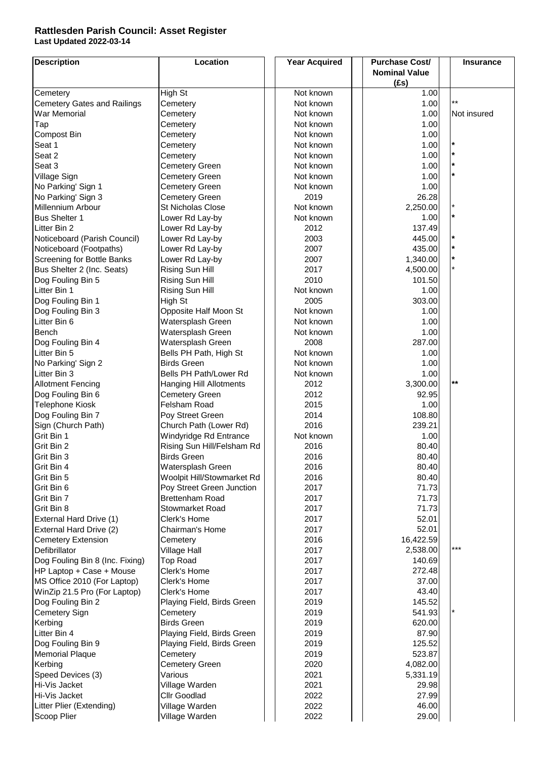# Rattlesden Parish Council: Asset Register

**Last Updated 2022-03-14**

| Description | Location | Year Acquired | Purchase Cost/ Nominal Value (£s) | Insurance |
|---|---|---|---|---|
| Cemetery | High St | Not known | 1.00 | |
| Cemetery Gates and Railings | Cemetery | Not known | 1.00 | ** |
| War Memorial | Cemetery | Not known | 1.00 | Not insured |
| Tap | Cemetery | Not known | 1.00 | |
| Compost Bin | Cemetery | Not known | 1.00 | |
| Seat 1 | Cemetery | Not known | 1.00 | * |
| Seat 2 | Cemetery | Not known | 1.00 | * |
| Seat 3 | Cemetery Green | Not known | 1.00 | * |
| Village Sign | Cemetery Green | Not known | 1.00 | * |
| No Parking' Sign 1 | Cemetery Green | Not known | 1.00 | |
| No Parking' Sign 3 | Cemetery Green | 2019 | 26.28 | |
| Millennium Arbour | St Nicholas Close | Not known | 2,250.00 | * |
| Bus Shelter 1 | Lower Rd Lay-by | Not known | 1.00 | * |
| Litter Bin 2 | Lower Rd Lay-by | 2012 | 137.49 | |
| Noticeboard (Parish Council) | Lower Rd Lay-by | 2003 | 445.00 | * |
| Noticeboard (Footpaths) | Lower Rd Lay-by | 2007 | 435.00 | * |
| Screening for Bottle Banks | Lower Rd Lay-by | 2007 | 1,340.00 | * |
| Bus Shelter 2 (Inc. Seats) | Rising Sun Hill | 2017 | 4,500.00 | * |
| Dog Fouling Bin 5 | Rising Sun Hill | 2010 | 101.50 | |
| Litter Bin 1 | Rising Sun Hill | Not known | 1.00 | |
| Dog Fouling Bin 1 | High St | 2005 | 303.00 | |
| Dog Fouling Bin 3 | Opposite Half Moon St | Not known | 1.00 | |
| Litter Bin 6 | Watersplash Green | Not known | 1.00 | |
| Bench | Watersplash Green | Not known | 1.00 | |
| Dog Fouling Bin 4 | Watersplash Green | 2008 | 287.00 | |
| Litter Bin 5 | Bells PH Path, High St | Not known | 1.00 | |
| No Parking' Sign 2 | Birds Green | Not known | 1.00 | |
| Litter Bin 3 | Bells PH Path/Lower Rd | Not known | 1.00 | |
| Allotment Fencing | Hanging Hill Allotments | 2012 | 3,300.00 | ** |
| Dog Fouling Bin 6 | Cemetery Green | 2012 | 92.95 | |
| Telephone Kiosk | Felsham Road | 2015 | 1.00 | |
| Dog Fouling Bin 7 | Poy Street Green | 2014 | 108.80 | |
| Sign (Church Path) | Church Path (Lower Rd) | 2016 | 239.21 | |
| Grit Bin 1 | Windyridge Rd Entrance | Not known | 1.00 | |
| Grit Bin 2 | Rising Sun Hill/Felsham Rd | 2016 | 80.40 | |
| Grit Bin 3 | Birds Green | 2016 | 80.40 | |
| Grit Bin 4 | Watersplash Green | 2016 | 80.40 | |
| Grit Bin 5 | Woolpit Hill/Stowmarket Rd | 2016 | 80.40 | |
| Grit Bin 6 | Poy Street Green Junction | 2017 | 71.73 | |
| Grit Bin 7 | Brettenham Road | 2017 | 71.73 | |
| Grit Bin 8 | Stowmarket Road | 2017 | 71.73 | |
| External Hard Drive (1) | Clerk's Home | 2017 | 52.01 | |
| External Hard Drive (2) | Chairman's Home | 2017 | 52.01 | |
| Cemetery Extension | Cemetery | 2016 | 16,422.59 | |
| Defibrillator | Village Hall | 2017 | 2,538.00 | *** |
| Dog Fouling Bin 8 (Inc. Fixing) | Top Road | 2017 | 140.69 | |
| HP Laptop + Case + Mouse | Clerk's Home | 2017 | 272.48 | |
| MS Office 2010 (For Laptop) | Clerk's Home | 2017 | 37.00 | |
| WinZip 21.5 Pro (For Laptop) | Clerk's Home | 2017 | 43.40 | |
| Dog Fouling Bin 2 | Playing Field, Birds Green | 2019 | 145.52 | |
| Cemetery Sign | Cemetery | 2019 | 541.93 | * |
| Kerbing | Birds Green | 2019 | 620.00 | |
| Litter Bin 4 | Playing Field, Birds Green | 2019 | 87.90 | |
| Dog Fouling Bin 9 | Playing Field, Birds Green | 2019 | 125.52 | |
| Memorial Plaque | Cemetery | 2019 | 523.87 | |
| Kerbing | Cemetery Green | 2020 | 4,082.00 | |
| Speed Devices (3) | Various | 2021 | 5,331.19 | |
| Hi-Vis Jacket | Village Warden | 2021 | 29.98 | |
| Hi-Vis Jacket | Cllr Goodlad | 2022 | 27.99 | |
| Litter Plier (Extending) | Village Warden | 2022 | 46.00 | |
| Scoop Plier | Village Warden | 2022 | 29.00 | |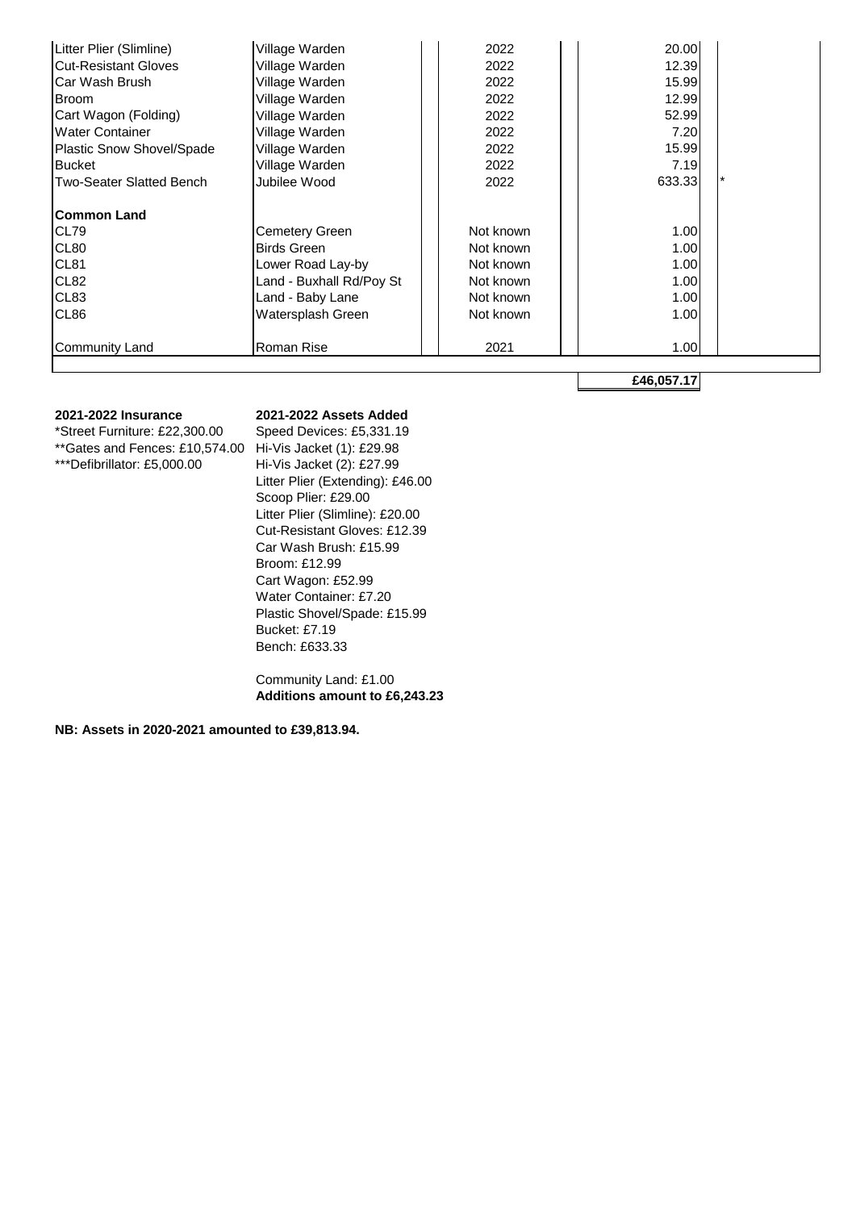| | | | | |
|---|---|---|---|---|
| Litter Plier (Slimline) | Village Warden | 2022 | 20.00 | |
| Cut-Resistant Gloves | Village Warden | 2022 | 12.39 | |
| Car Wash Brush | Village Warden | 2022 | 15.99 | |
| Broom | Village Warden | 2022 | 12.99 | |
| Cart Wagon (Folding) | Village Warden | 2022 | 52.99 | |
| Water Container | Village Warden | 2022 | 7.20 | |
| Plastic Snow Shovel/Spade | Village Warden | 2022 | 15.99 | |
| Bucket | Village Warden | 2022 | 7.19 | |
| Two-Seater Slatted Bench | Jubilee Wood | 2022 | 633.33 | * |
| **Common Land** | | | | |
| CL79 | Cemetery Green | Not known | 1.00 | |
| CL80 | Birds Green | Not known | 1.00 | |
| CL81 | Lower Road Lay-by | Not known | 1.00 | |
| CL82 | Land - Buxhall Rd/Poy St | Not known | 1.00 | |
| CL83 | Land - Baby Lane | Not known | 1.00 | |
| CL86 | Watersplash Green | Not known | 1.00 | |
| Community Land | Roman Rise | 2021 | 1.00 | |
| | | | **£46,057.17** | |

**2021-2022 Insurance**

*Street Furniture: £22,300.00
**Gates and Fences: £10,574.00
***Defibrillator: £5,000.00

**2021-2022 Assets Added**

Speed Devices: £5,331.19
Hi-Vis Jacket (1): £29.98
Hi-Vis Jacket (2): £27.99
Litter Plier (Extending): £46.00
Scoop Plier: £29.00
Litter Plier (Slimline): £20.00
Cut-Resistant Gloves: £12.39
Car Wash Brush: £15.99
Broom: £12.99
Cart Wagon: £52.99
Water Container: £7.20
Plastic Shovel/Spade: £15.99
Bucket: £7.19
Bench: £633.33

Community Land: £1.00
**Additions amount to £6,243.23**

**NB: Assets in 2020-2021 amounted to £39,813.94.**